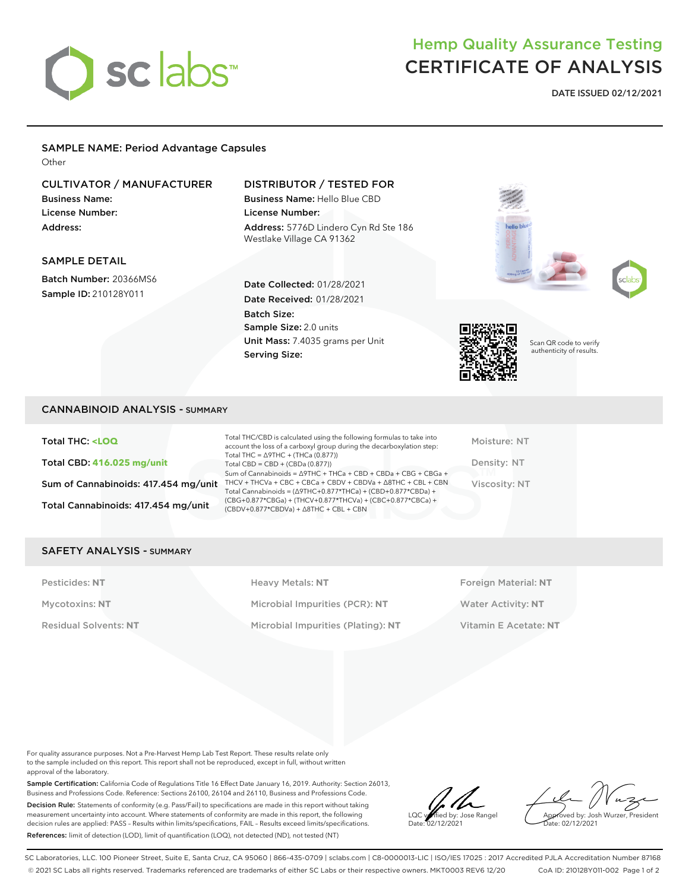# Hemp Quality Assurance Testing
# CERTIFICATE OF ANALYSIS

**DATE ISSUED 02/12/2021**

## SAMPLE NAME: Period Advantage Capsules

Other

### CULTIVATOR / MANUFACTURER

**Business Name:**
**License Number:**
**Address:**

### DISTRIBUTOR / TESTED FOR

**Business Name:** Hello Blue CBD
**License Number:**
**Address:** 5776D Lindero Cyn Rd Ste 186 Westlake Village CA 91362

### SAMPLE DETAIL

**Batch Number:** 20366MS6
**Sample ID:** 210128Y011

**Date Collected:** 01/28/2021
**Date Received:** 01/28/2021
**Batch Size:**
**Sample Size:** 2.0 units
**Unit Mass:** 7.4035 grams per Unit
**Serving Size:**

Scan QR code to verify authenticity of results.

## CANNABINOID ANALYSIS - SUMMARY

**Total THC: <LOQ**

**Total CBD: 416.025 mg/unit**

**Sum of Cannabinoids: 417.454 mg/unit**

**Total Cannabinoids: 417.454 mg/unit**

Total THC/CBD is calculated using the following formulas to take into account the loss of a carboxyl group during the decarboxylation step:
Total THC = Δ9THC + (THCa (0.877))
Total CBD = CBD + (CBDa (0.877))
Sum of Cannabinoids = Δ9THC + THCa + CBD + CBDa + CBG + CBGa + THCV + THCVa + CBC + CBCa + CBDV + CBDVa + Δ8THC + CBL + CBN
Total Cannabinoids = (Δ9THC+0.877*THCa) + (CBD+0.877*CBDa) + (CBG+0.877*CBGa) + (THCV+0.877*THCVa) + (CBC+0.877*CBCa) + (CBDV+0.877*CBDVa) + Δ8THC + CBL + CBN

Moisture: NT
Density: NT
Viscosity: NT

## SAFETY ANALYSIS - SUMMARY

| | | |
|---|---|---|
| Pesticides: **NT** | Heavy Metals: **NT** | Foreign Material: **NT** |
| Mycotoxins: **NT** | Microbial Impurities (PCR): **NT** | Water Activity: **NT** |
| Residual Solvents: **NT** | Microbial Impurities (Plating): **NT** | Vitamin E Acetate: **NT** |

For quality assurance purposes. Not a Pre-Harvest Hemp Lab Test Report. These results relate only to the sample included on this report. This report shall not be reproduced, except in full, without written approval of the laboratory.

**Sample Certification:** California Code of Regulations Title 16 Effect Date January 16, 2019. Authority: Section 26013, Business and Professions Code. Reference: Sections 26100, 26104 and 26110, Business and Professions Code.

**Decision Rule:** Statements of conformity (e.g. Pass/Fail) to specifications are made in this report without taking measurement uncertainty into account. Where statements of conformity are made in this report, the following decision rules are applied: PASS – Results within limits/specifications, FAIL – Results exceed limits/specifications.

**References:** limit of detection (LOD), limit of quantification (LOQ), not detected (ND), not tested (NT)

LQC verified by: Jose Rangel
Date: 02/12/2021

Approved by: Josh Wurzer, President
Date: 02/12/2021

SC Laboratories, LLC. 100 Pioneer Street, Suite E, Santa Cruz, CA 95060 | 866-435-0709 | sclabs.com | C8-0000013-LIC | ISO/IES 17025 : 2017 Accredited PJLA Accreditation Number 87168
© 2021 SC Labs all rights reserved. Trademarks referenced are trademarks of either SC Labs or their respective owners. MKT0003 REV6 12/20 CoA ID: 210128Y011-002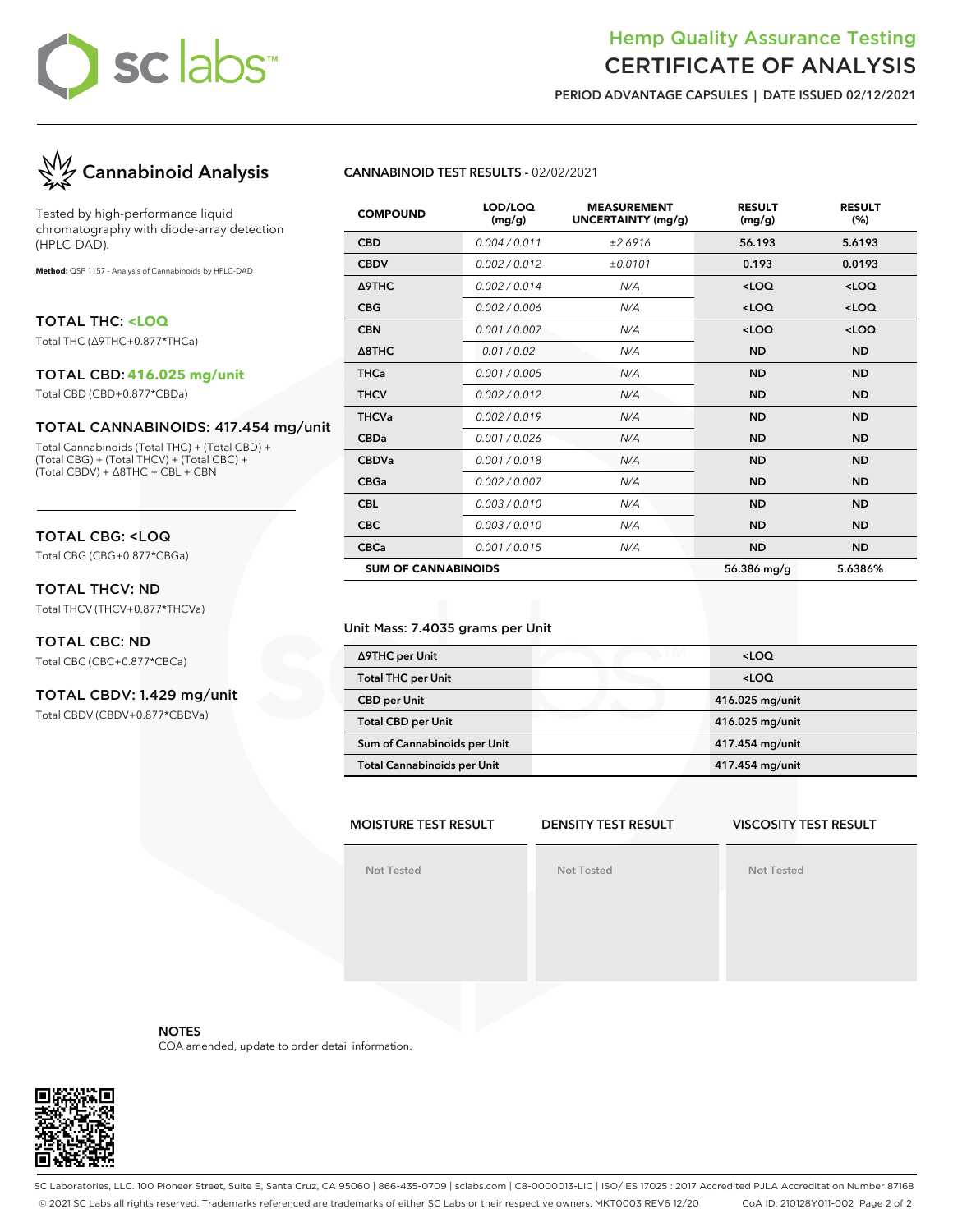# Hemp Quality Assurance Testing
# CERTIFICATE OF ANALYSIS

**PERIOD ADVANTAGE CAPSULES | DATE ISSUED 02/12/2021**

## Cannabinoid Analysis

Tested by high-performance liquid chromatography with diode-array detection (HPLC-DAD).

**Method:** QSP 1157 - Analysis of Cannabinoids by HPLC-DAD

**TOTAL THC: <LOQ**
Total THC (Δ9THC+0.877*THCa)

**TOTAL CBD: 416.025 mg/unit**
Total CBD (CBD+0.877*CBDa)

**TOTAL CANNABINOIDS: 417.454 mg/unit**
Total Cannabinoids (Total THC) + (Total CBD) + (Total CBG) + (Total THCV) + (Total CBC) + (Total CBDV) + Δ8THC + CBL + CBN

**TOTAL CBG: <LOQ**
Total CBG (CBG+0.877*CBGa)

**TOTAL THCV: ND**
Total THCV (THCV+0.877*THCVa)

**TOTAL CBC: ND**
Total CBC (CBC+0.877*CBCa)

**TOTAL CBDV: 1.429 mg/unit**
Total CBDV (CBDV+0.877*CBDVa)

**CANNABINOID TEST RESULTS** - 02/02/2021

| COMPOUND | LOD/LOQ (mg/g) | MEASUREMENT UNCERTAINTY (mg/g) | RESULT (mg/g) | RESULT (%) |
|---|---|---|---|---|
| CBD | 0.004 / 0.011 | ±2.6916 | 56.193 | 5.6193 |
| CBDV | 0.002 / 0.012 | ±0.0101 | 0.193 | 0.0193 |
| Δ9THC | 0.002 / 0.014 | N/A | <LOQ | <LOQ |
| CBG | 0.002 / 0.006 | N/A | <LOQ | <LOQ |
| CBN | 0.001 / 0.007 | N/A | <LOQ | <LOQ |
| Δ8THC | 0.01 / 0.02 | N/A | ND | ND |
| THCa | 0.001 / 0.005 | N/A | ND | ND |
| THCV | 0.002 / 0.012 | N/A | ND | ND |
| THCVa | 0.002 / 0.019 | N/A | ND | ND |
| CBDa | 0.001 / 0.026 | N/A | ND | ND |
| CBDVa | 0.001 / 0.018 | N/A | ND | ND |
| CBGa | 0.002 / 0.007 | N/A | ND | ND |
| CBL | 0.003 / 0.010 | N/A | ND | ND |
| CBC | 0.003 / 0.010 | N/A | ND | ND |
| CBCa | 0.001 / 0.015 | N/A | ND | ND |
| **SUM OF CANNABINOIDS** | | | 56.386 mg/g | 5.6386% |

Unit Mass: 7.4035 grams per Unit

| | |
|---|---|
| Δ9THC per Unit | <LOQ |
| Total THC per Unit | <LOQ |
| CBD per Unit | 416.025 mg/unit |
| Total CBD per Unit | 416.025 mg/unit |
| Sum of Cannabinoids per Unit | 417.454 mg/unit |
| Total Cannabinoids per Unit | 417.454 mg/unit |

| MOISTURE TEST RESULT | DENSITY TEST RESULT | VISCOSITY TEST RESULT |
|---|---|---|
| Not Tested | Not Tested | Not Tested |

**NOTES**
COA amended, update to order detail information.

SC Laboratories, LLC. 100 Pioneer Street, Suite E, Santa Cruz, CA 95060 | 866-435-0709 | sclabs.com | C8-0000013-LIC | ISO/IES 17025 : 2017 Accredited PJLA Accreditation Number 87168
© 2021 SC Labs all rights reserved. Trademarks referenced are trademarks of either SC Labs or their respective owners. MKT0003 REV6 12/20 CoA ID: 210128Y011-002